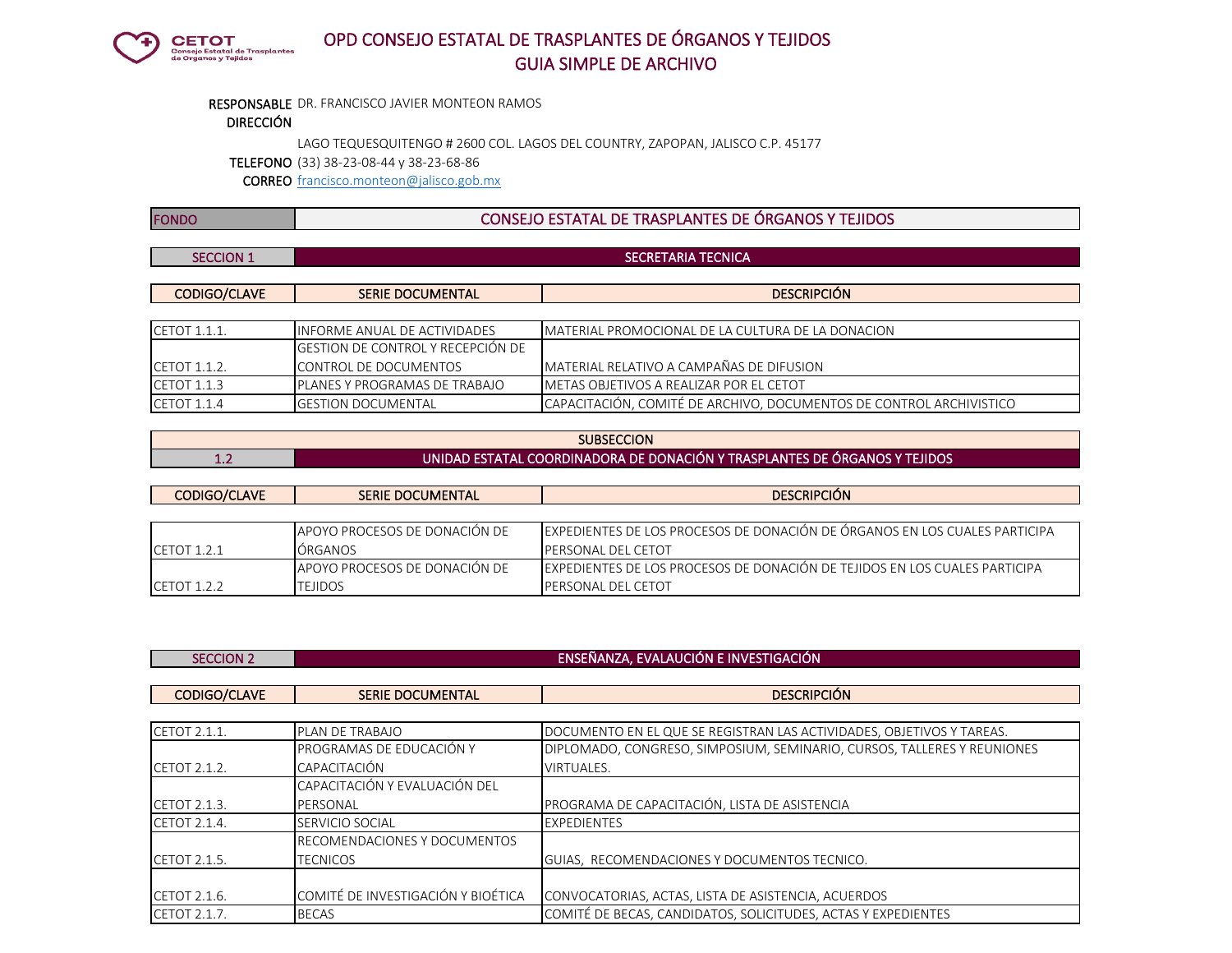# OPD CONSEJO ESTATAL DE TRASPLANTES DE ÓRGANOS Y TEJIDOS
## GUIA SIMPLE DE ARCHIVO

**RESPONSABLE** DR. FRANCISCO JAVIER MONTEON RAMOS

**DIRECCIÓN** LAGO TEQUESQUITENGO # 2600 COL. LAGOS DEL COUNTRY, ZAPOPAN, JALISCO C.P. 45177

**TELEFONO** (33) 38-23-08-44 y 38-23-68-86

**CORREO** francisco.monteon@jalisco.gob.mx

| FONDO | CONSEJO ESTATAL DE TRASPLANTES DE ÓRGANOS Y TEJIDOS |
|---|---|

| SECCION 1 | SECRETARIA TECNICA |
|---|---|

| CODIGO/CLAVE | SERIE DOCUMENTAL | DESCRIPCIÓN |
|---|---|---|
| CETOT 1.1.1. | INFORME ANUAL DE ACTIVIDADES | MATERIAL PROMOCIONAL DE LA CULTURA DE LA DONACION |
| CETOT 1.1.2. | GESTION DE CONTROL Y RECEPCIÓN DE CONTROL DE DOCUMENTOS | MATERIAL RELATIVO A CAMPAÑAS DE DIFUSION |
| CETOT 1.1.3 | PLANES Y PROGRAMAS DE TRABAJO | METAS OBJETIVOS A REALIZAR POR EL CETOT |
| CETOT 1.1.4 | GESTION DOCUMENTAL | CAPACITACIÓN, COMITÉ DE ARCHIVO, DOCUMENTOS DE CONTROL ARCHIVISTICO |

| SUBSECCION | |
|---|---|
| 1.2 | UNIDAD ESTATAL COORDINADORA DE DONACIÓN Y TRASPLANTES DE ÓRGANOS Y TEJIDOS |

| CODIGO/CLAVE | SERIE DOCUMENTAL | DESCRIPCIÓN |
|---|---|---|
| CETOT 1.2.1 | APOYO PROCESOS DE DONACIÓN DE ÓRGANOS | EXPEDIENTES DE LOS PROCESOS DE DONACIÓN DE ÓRGANOS EN LOS CUALES PARTICIPA PERSONAL DEL CETOT |
| CETOT 1.2.2 | APOYO PROCESOS DE DONACIÓN DE TEJIDOS | EXPEDIENTES DE LOS PROCESOS DE DONACIÓN DE TEJIDOS EN LOS CUALES PARTICIPA PERSONAL DEL CETOT |

| SECCION 2 | ENSEÑANZA, EVALAUCIÓN E INVESTIGACIÓN |
|---|---|

| CODIGO/CLAVE | SERIE DOCUMENTAL | DESCRIPCIÓN |
|---|---|---|
| CETOT 2.1.1. | PLAN DE TRABAJO | DOCUMENTO EN EL QUE SE REGISTRAN LAS ACTIVIDADES, OBJETIVOS Y TAREAS. |
| CETOT 2.1.2. | PROGRAMAS DE EDUCACIÓN Y CAPACITACIÓN | DIPLOMADO, CONGRESO, SIMPOSIUM, SEMINARIO, CURSOS, TALLERES Y REUNIONES VIRTUALES. |
| CETOT 2.1.3. | CAPACITACIÓN Y EVALUACIÓN DEL PERSONAL | PROGRAMA DE CAPACITACIÓN, LISTA DE ASISTENCIA |
| CETOT 2.1.4. | SERVICIO SOCIAL | EXPEDIENTES |
| CETOT 2.1.5. | RECOMENDACIONES Y DOCUMENTOS TECNICOS | GUIAS, RECOMENDACIONES Y DOCUMENTOS TECNICO. |
| CETOT 2.1.6. | COMITÉ DE INVESTIGACIÓN Y BIOÉTICA | CONVOCATORIAS, ACTAS, LISTA DE ASISTENCIA, ACUERDOS |
| CETOT 2.1.7. | BECAS | COMITÉ DE BECAS, CANDIDATOS, SOLICITUDES, ACTAS Y EXPEDIENTES |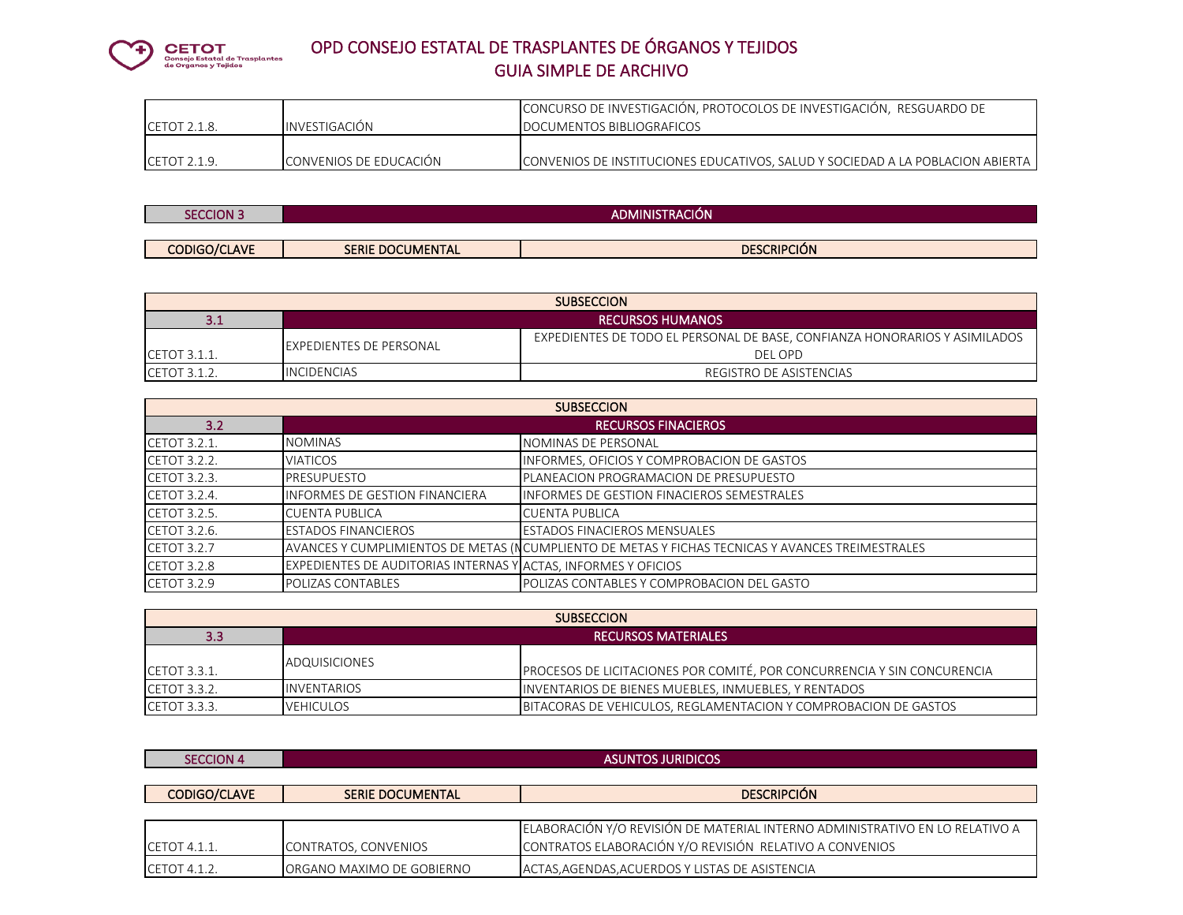# OPD CONSEJO ESTATAL DE TRASPLANTES DE ÓRGANOS Y TEJIDOS
## GUIA SIMPLE DE ARCHIVO

| | | |
|---|---|---|
| CETOT 2.1.8. | INVESTIGACIÓN | CONCURSO DE INVESTIGACIÓN, PROTOCOLOS DE INVESTIGACIÓN, RESGUARDO DE DOCUMENTOS BIBLIOGRAFICOS |
| CETOT 2.1.9. | CONVENIOS DE EDUCACIÓN | CONVENIOS DE INSTITUCIONES EDUCATIVOS, SALUD Y SOCIEDAD A LA POBLACION ABIERTA |

| SECCION 3 | ADMINISTRACIÓN | |
|---|---|---|
| **CODIGO/CLAVE** | **SERIE DOCUMENTAL** | **DESCRIPCIÓN** |

| SUBSECCION | | |
|---|---|---|
| 3.1 | RECURSOS HUMANOS | |
| CETOT 3.1.1. | EXPEDIENTES DE PERSONAL | EXPEDIENTES DE TODO EL PERSONAL DE BASE, CONFIANZA HONORARIOS Y ASIMILADOS DEL OPD |
| CETOT 3.1.2. | INCIDENCIAS | REGISTRO DE ASISTENCIAS |

| SUBSECCION | | |
|---|---|---|
| 3.2 | RECURSOS FINACIEROS | |
| CETOT 3.2.1. | NOMINAS | NOMINAS DE PERSONAL |
| CETOT 3.2.2. | VIATICOS | INFORMES, OFICIOS Y COMPROBACION DE GASTOS |
| CETOT 3.2.3. | PRESUPUESTO | PLANEACION PROGRAMACION DE PRESUPUESTO |
| CETOT 3.2.4. | INFORMES DE GESTION FINANCIERA | INFORMES DE GESTION FINACIEROS SEMESTRALES |
| CETOT 3.2.5. | CUENTA PUBLICA | CUENTA PUBLICA |
| CETOT 3.2.6. | ESTADOS FINANCIEROS | ESTADOS FINACIEROS MENSUALES |
| CETOT 3.2.7 | AVANCES Y CUMPLIMIENTOS DE METAS (M | CUMPLIENTO DE METAS Y FICHAS TECNICAS Y AVANCES TREIMESTRALES |
| CETOT 3.2.8 | EXPEDIENTES DE AUDITORIAS INTERNAS Y | ACTAS, INFORMES Y OFICIOS |
| CETOT 3.2.9 | POLIZAS CONTABLES | POLIZAS CONTABLES Y COMPROBACION DEL GASTO |

| SUBSECCION | | |
|---|---|---|
| 3.3 | RECURSOS MATERIALES | |
| CETOT 3.3.1. | ADQUISICIONES | PROCESOS DE LICITACIONES POR COMITÉ, POR CONCURRENCIA Y SIN CONCURENCIA |
| CETOT 3.3.2. | INVENTARIOS | INVENTARIOS DE BIENES MUEBLES, INMUEBLES, Y RENTADOS |
| CETOT 3.3.3. | VEHICULOS | BITACORAS DE VEHICULOS, REGLAMENTACION Y COMPROBACION DE GASTOS |

| SECCION 4 | ASUNTOS JURIDICOS | |
|---|---|---|
| **CODIGO/CLAVE** | **SERIE DOCUMENTAL** | **DESCRIPCIÓN** |
| CETOT 4.1.1. | CONTRATOS, CONVENIOS | ELABORACIÓN Y/O REVISIÓN DE MATERIAL INTERNO ADMINISTRATIVO EN LO RELATIVO A CONTRATOS ELABORACIÓN Y/O REVISIÓN RELATIVO A CONVENIOS |
| CETOT 4.1.2. | ORGANO MAXIMO DE GOBIERNO | ACTAS,AGENDAS,ACUERDOS Y LISTAS DE ASISTENCIA |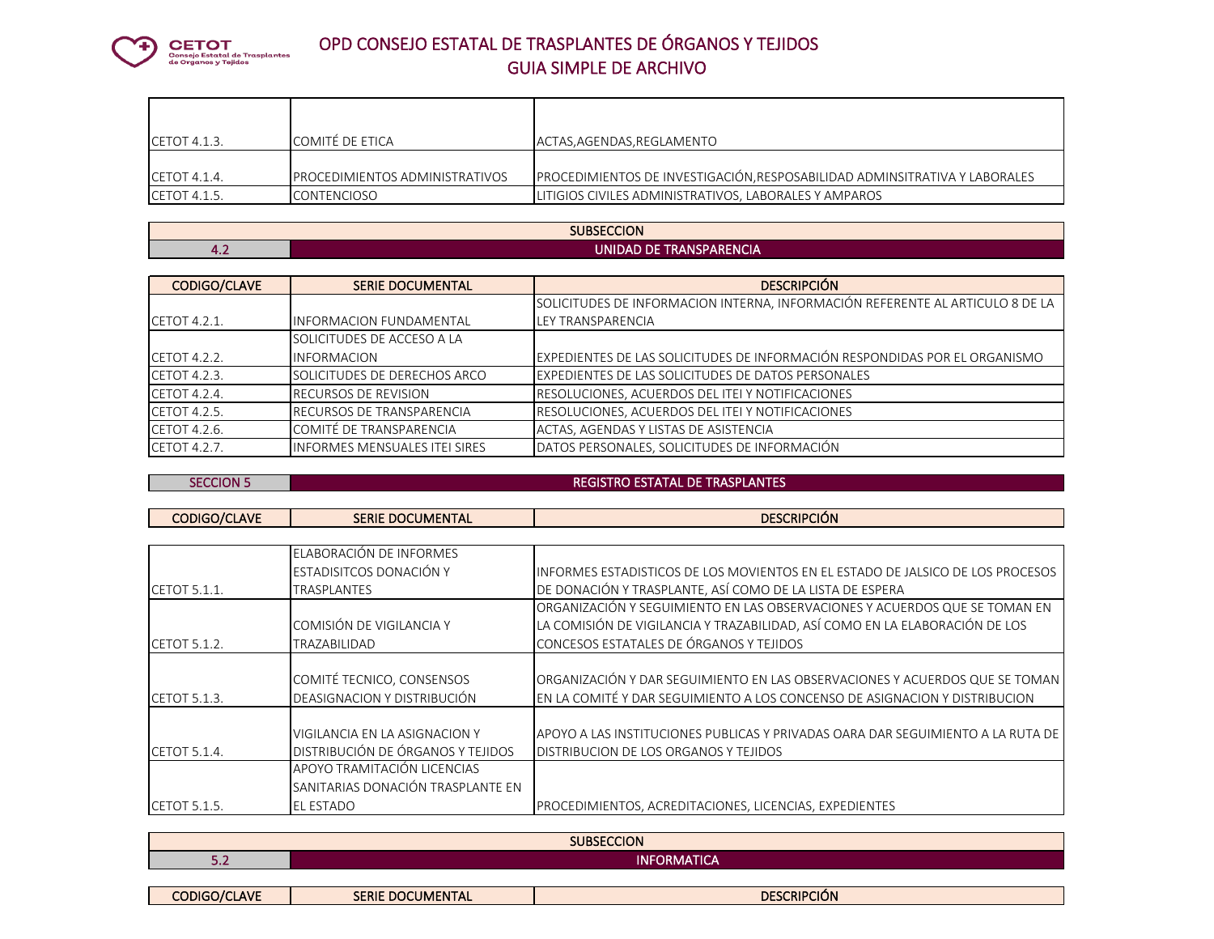# OPD CONSEJO ESTATAL DE TRASPLANTES DE ÓRGANOS Y TEJIDOS
## GUIA SIMPLE DE ARCHIVO

| | | |
|---|---|---|
| CETOT 4.1.3. | COMITÉ DE ETICA | ACTAS,AGENDAS,REGLAMENTO |
| CETOT 4.1.4. | PROCEDIMIENTOS ADMINISTRATIVOS | PROCEDIMIENTOS DE INVESTIGACIÓN,RESPOSABILIDAD ADMINSITRATIVA Y LABORALES |
| CETOT 4.1.5. | CONTENCIOSO | LITIGIOS CIVILES ADMINISTRATIVOS, LABORALES Y AMPAROS |

SUBSECCION

| 4.2 | UNIDAD DE TRANSPARENCIA |
|---|---|

| CODIGO/CLAVE | SERIE DOCUMENTAL | DESCRIPCIÓN |
|---|---|---|
| CETOT 4.2.1. | INFORMACION FUNDAMENTAL | SOLICITUDES DE INFORMACION INTERNA, INFORMACIÓN REFERENTE AL ARTICULO 8 DE LA LEY TRANSPARENCIA |
| CETOT 4.2.2. | SOLICITUDES DE ACCESO A LA INFORMACION | EXPEDIENTES DE LAS SOLICITUDES DE INFORMACIÓN RESPONDIDAS POR EL ORGANISMO |
| CETOT 4.2.3. | SOLICITUDES DE DERECHOS ARCO | EXPEDIENTES DE LAS SOLICITUDES DE DATOS PERSONALES |
| CETOT 4.2.4. | RECURSOS DE REVISION | RESOLUCIONES, ACUERDOS DEL ITEI Y NOTIFICACIONES |
| CETOT 4.2.5. | RECURSOS DE TRANSPARENCIA | RESOLUCIONES, ACUERDOS DEL ITEI Y NOTIFICACIONES |
| CETOT 4.2.6. | COMITÉ DE TRANSPARENCIA | ACTAS, AGENDAS Y LISTAS DE ASISTENCIA |
| CETOT 4.2.7. | INFORMES MENSUALES ITEI SIRES | DATOS PERSONALES, SOLICITUDES DE INFORMACIÓN |

| SECCION 5 | REGISTRO ESTATAL DE TRASPLANTES |
|---|---|

| CODIGO/CLAVE | SERIE DOCUMENTAL | DESCRIPCIÓN |
|---|---|---|
| CETOT 5.1.1. | ELABORACIÓN DE INFORMES ESTADISITCOS DONACIÓN Y TRASPLANTES | INFORMES ESTADISTICOS DE LOS MOVIENTOS EN EL ESTADO DE JALSICO DE LOS PROCESOS DE DONACIÓN Y TRASPLANTE, ASÍ COMO DE LA LISTA DE ESPERA |
| CETOT 5.1.2. | COMISIÓN DE VIGILANCIA Y TRAZABILIDAD | ORGANIZACIÓN Y SEGUIMIENTO EN LAS OBSERVACIONES Y ACUERDOS QUE SE TOMAN EN LA COMISIÓN DE VIGILANCIA Y TRAZABILIDAD, ASÍ COMO EN LA ELABORACIÓN DE LOS CONCESOS ESTATALES DE ÓRGANOS Y TEJIDOS |
| CETOT 5.1.3. | COMITÉ TECNICO, CONSENSOS DEASIGNACION Y DISTRIBUCIÓN | ORGANIZACIÓN Y DAR SEGUIMIENTO EN LAS OBSERVACIONES Y ACUERDOS QUE SE TOMAN EN LA COMITÉ Y DAR SEGUIMIENTO A LOS CONCENSO DE ASIGNACION Y DISTRIBUCION |
| CETOT 5.1.4. | VIGILANCIA EN LA ASIGNACION Y DISTRIBUCIÓN DE ÓRGANOS Y TEJIDOS | APOYO A LAS INSTITUCIONES PUBLICAS Y PRIVADAS OARA DAR SEGUIMIENTO A LA RUTA DE DISTRIBUCION DE LOS ORGANOS Y TEJIDOS |
| CETOT 5.1.5. | APOYO TRAMITACIÓN LICENCIAS SANITARIAS DONACIÓN TRASPLANTE EN EL ESTADO | PROCEDIMIENTOS, ACREDITACIONES, LICENCIAS, EXPEDIENTES |

SUBSECCION

| 5.2 | INFORMATICA |
|---|---|

| CODIGO/CLAVE | SERIE DOCUMENTAL | DESCRIPCIÓN |
|---|---|---|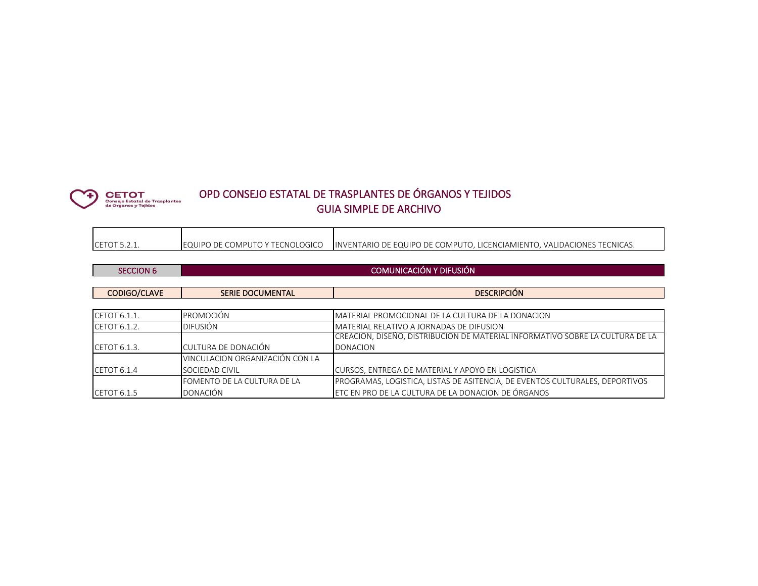# OPD CONSEJO ESTATAL DE TRASPLANTES DE ÓRGANOS Y TEJIDOS

## GUIA SIMPLE DE ARCHIVO

| | | |
|---|---|---|
| CETOT 5.2.1. | EQUIPO DE COMPUTO Y TECNOLOGICO | INVENTARIO DE EQUIPO DE COMPUTO, LICENCIAMIENTO, VALIDACIONES TECNICAS. |

| SECCION 6 | COMUNICACIÓN Y DIFUSIÓN | |
|---|---|---|
| **CODIGO/CLAVE** | **SERIE DOCUMENTAL** | **DESCRIPCIÓN** |
| CETOT 6.1.1. | PROMOCIÓN | MATERIAL PROMOCIONAL DE LA CULTURA DE LA DONACION |
| CETOT 6.1.2. | DIFUSIÓN | MATERIAL RELATIVO A JORNADAS DE DIFUSION |
| CETOT 6.1.3. | CULTURA DE DONACIÓN | CREACION, DISEÑO, DISTRIBUCION DE MATERIAL INFORMATIVO SOBRE LA CULTURA DE LA DONACION |
| CETOT 6.1.4 | VINCULACION ORGANIZACIÓN CON LA SOCIEDAD CIVIL | CURSOS, ENTREGA DE MATERIAL Y APOYO EN LOGISTICA |
| CETOT 6.1.5 | FOMENTO DE LA CULTURA DE LA DONACIÓN | PROGRAMAS, LOGISTICA, LISTAS DE ASITENCIA, DE EVENTOS CULTURALES, DEPORTIVOS ETC EN PRO DE LA CULTURA DE LA DONACION DE ÓRGANOS |